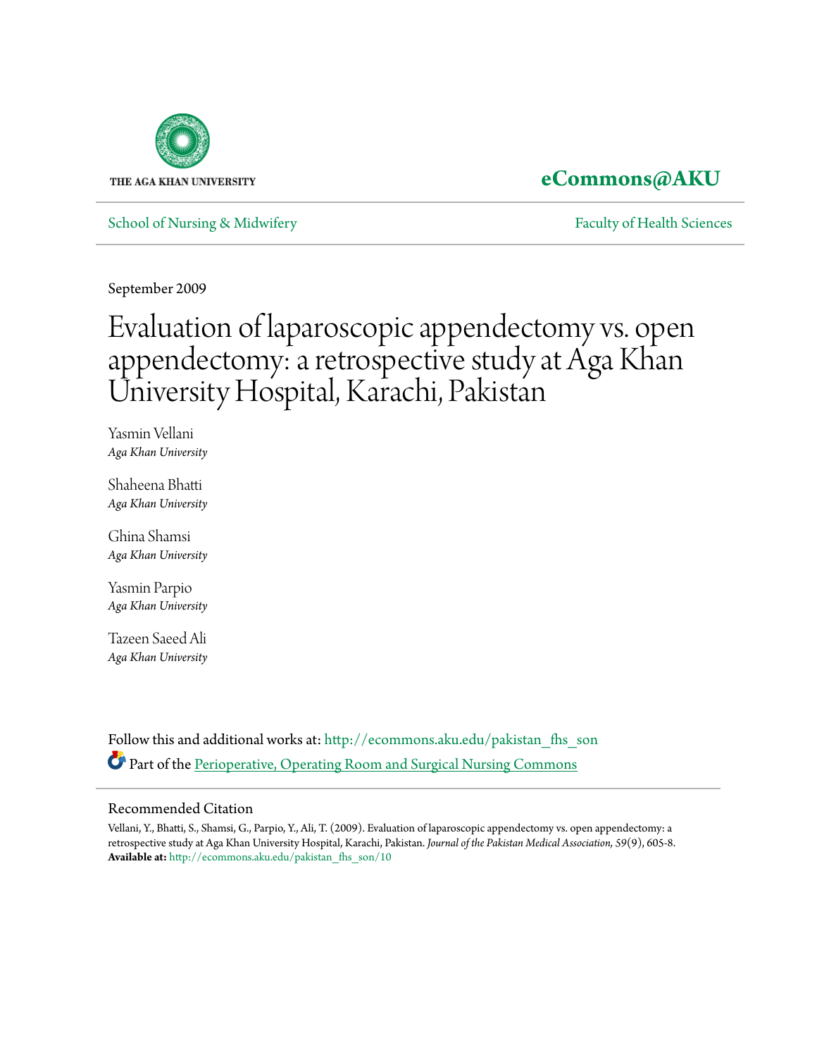THE AGA KHAN UNIVERSITY

**eCommons@AKU**

School of Nursing & Midwifery | Faculty of Health Sciences

September 2009

# Evaluation of laparoscopic appendectomy vs. open appendectomy: a retrospective study at Aga Khan University Hospital, Karachi, Pakistan

Yasmin Vellani
*Aga Khan University*

Shaheena Bhatti
*Aga Khan University*

Ghina Shamsi
*Aga Khan University*

Yasmin Parpio
*Aga Khan University*

Tazeen Saeed Ali
*Aga Khan University*

Follow this and additional works at: http://ecommons.aku.edu/pakistan_fhs_son

Part of the Perioperative, Operating Room and Surgical Nursing Commons

## Recommended Citation

Vellani, Y., Bhatti, S., Shamsi, G., Parpio, Y., Ali, T. (2009). Evaluation of laparoscopic appendectomy vs. open appendectomy: a retrospective study at Aga Khan University Hospital, Karachi, Pakistan. *Journal of the Pakistan Medical Association, 59*(9), 605-8.
**Available at:** http://ecommons.aku.edu/pakistan_fhs_son/10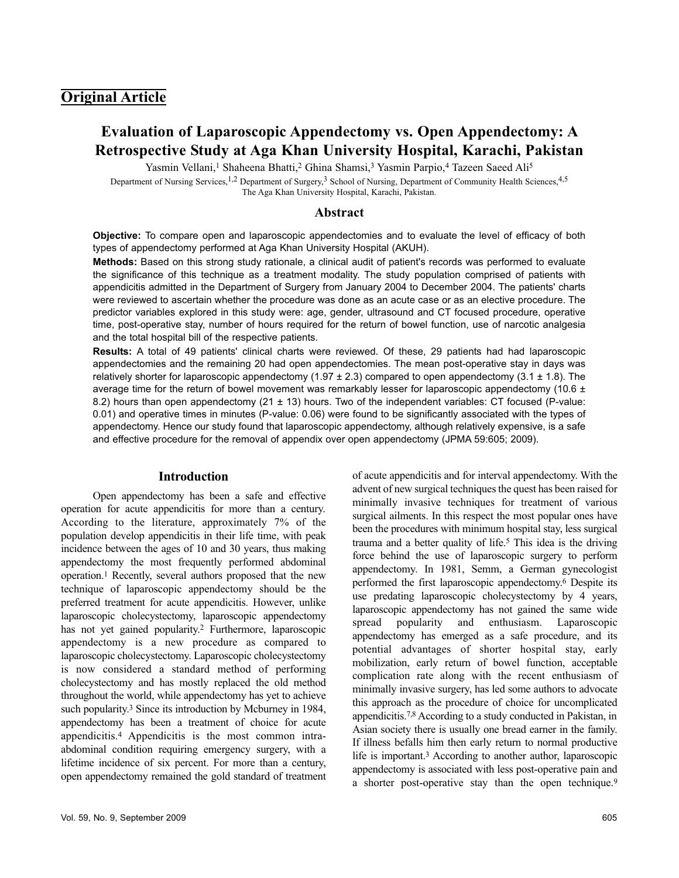**Original Article**

# Evaluation of Laparoscopic Appendectomy vs. Open Appendectomy: A Retrospective Study at Aga Khan University Hospital, Karachi, Pakistan

Yasmin Vellani,[1] Shaheena Bhatti,[2] Ghina Shamsi,[3] Yasmin Parpio,[4] Tazeen Saeed Ali[5]

Department of Nursing Services,[1,2] Department of Surgery,[3] School of Nursing, Department of Community Health Sciences,[4,5] The Aga Khan University Hospital, Karachi, Pakistan.

## Abstract

**Objective:** To compare open and laparoscopic appendectomies and to evaluate the level of efficacy of both types of appendectomy performed at Aga Khan University Hospital (AKUH).

**Methods:** Based on this strong study rationale, a clinical audit of patient's records was performed to evaluate the significance of this technique as a treatment modality. The study population comprised of patients with appendicitis admitted in the Department of Surgery from January 2004 to December 2004. The patients' charts were reviewed to ascertain whether the procedure was done as an acute case or as an elective procedure. The predictor variables explored in this study were: age, gender, ultrasound and CT focused procedure, operative time, post-operative stay, number of hours required for the return of bowel function, use of narcotic analgesia and the total hospital bill of the respective patients.

**Results:** A total of 49 patients' clinical charts were reviewed. Of these, 29 patients had had laparoscopic appendectomies and the remaining 20 had open appendectomies. The mean post-operative stay in days was relatively shorter for laparoscopic appendectomy (1.97 ± 2.3) compared to open appendectomy (3.1 ± 1.8). The average time for the return of bowel movement was remarkably lesser for laparoscopic appendectomy (10.6 ± 8.2) hours than open appendectomy (21 ± 13) hours. Two of the independent variables: CT focused (P-value: 0.01) and operative times in minutes (P-value: 0.06) were found to be significantly associated with the types of appendectomy. Hence our study found that laparoscopic appendectomy, although relatively expensive, is a safe and effective procedure for the removal of appendix over open appendectomy (JPMA 59:605; 2009).

## Introduction

Open appendectomy has been a safe and effective operation for acute appendicitis for more than a century. According to the literature, approximately 7% of the population develop appendicitis in their life time, with peak incidence between the ages of 10 and 30 years, thus making appendectomy the most frequently performed abdominal operation.[1] Recently, several authors proposed that the new technique of laparoscopic appendectomy should be the preferred treatment for acute appendicitis. However, unlike laparoscopic cholecystectomy, laparoscopic appendectomy has not yet gained popularity.[2] Furthermore, laparoscopic appendectomy is a new procedure as compared to laparoscopic cholecystectomy. Laparoscopic cholecystectomy is now considered a standard method of performing cholecystectomy and has mostly replaced the old method throughout the world, while appendectomy has yet to achieve such popularity.[3] Since its introduction by Mcburney in 1984, appendectomy has been a treatment of choice for acute appendicitis.[4] Appendicitis is the most common intra-abdominal condition requiring emergency surgery, with a lifetime incidence of six percent. For more than a century, open appendectomy remained the gold standard of treatment of acute appendicitis and for interval appendectomy. With the advent of new surgical techniques the quest has been raised for minimally invasive techniques for treatment of various surgical ailments. In this respect the most popular ones have been the procedures with minimum hospital stay, less surgical trauma and a better quality of life.[5] This idea is the driving force behind the use of laparoscopic surgery to perform appendectomy. In 1981, Semm, a German gynecologist performed the first laparoscopic appendectomy.[6] Despite its use predating laparoscopic cholecystectomy by 4 years, laparoscopic appendectomy has not gained the same wide spread popularity and enthusiasm. Laparoscopic appendectomy has emerged as a safe procedure, and its potential advantages of shorter hospital stay, early mobilization, early return of bowel function, acceptable complication rate along with the recent enthusiasm of minimally invasive surgery, has led some authors to advocate this approach as the procedure of choice for uncomplicated appendicitis.[7,8] According to a study conducted in Pakistan, in Asian society there is usually one bread earner in the family. If illness befalls him then early return to normal productive life is important.[3] According to another author, laparoscopic appendectomy is associated with less post-operative pain and a shorter post-operative stay than the open technique.[9]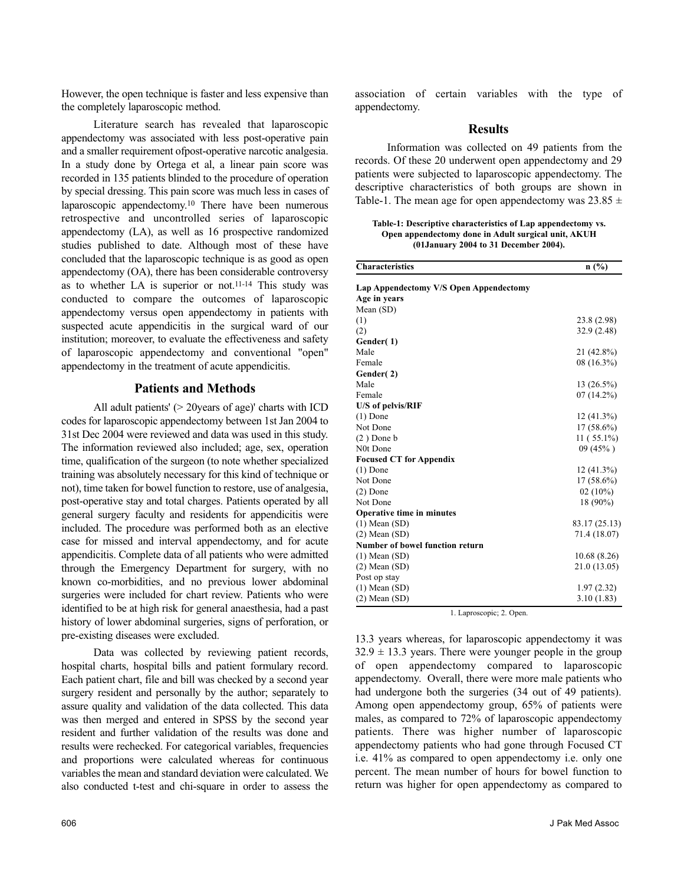However, the open technique is faster and less expensive than the completely laparoscopic method.

Literature search has revealed that laparoscopic appendectomy was associated with less post-operative pain and a smaller requirement ofpost-operative narcotic analgesia. In a study done by Ortega et al, a linear pain score was recorded in 135 patients blinded to the procedure of operation by special dressing. This pain score was much less in cases of laparoscopic appendectomy.[10] There have been numerous retrospective and uncontrolled series of laparoscopic appendectomy (LA), as well as 16 prospective randomized studies published to date. Although most of these have concluded that the laparoscopic technique is as good as open appendectomy (OA), there has been considerable controversy as to whether LA is superior or not.[11-14] This study was conducted to compare the outcomes of laparoscopic appendectomy versus open appendectomy in patients with suspected acute appendicitis in the surgical ward of our institution; moreover, to evaluate the effectiveness and safety of laparoscopic appendectomy and conventional "open" appendectomy in the treatment of acute appendicitis.

## Patients and Methods

All adult patients' (> 20years of age)' charts with ICD codes for laparoscopic appendectomy between 1st Jan 2004 to 31st Dec 2004 were reviewed and data was used in this study. The information reviewed also included; age, sex, operation time, qualification of the surgeon (to note whether specialized training was absolutely necessary for this kind of technique or not), time taken for bowel function to restore, use of analgesia, post-operative stay and total charges. Patients operated by all general surgery faculty and residents for appendicitis were included. The procedure was performed both as an elective case for missed and interval appendectomy, and for acute appendicitis. Complete data of all patients who were admitted through the Emergency Department for surgery, with no known co-morbidities, and no previous lower abdominal surgeries were included for chart review. Patients who were identified to be at high risk for general anaesthesia, had a past history of lower abdominal surgeries, signs of perforation, or pre-existing diseases were excluded.

Data was collected by reviewing patient records, hospital charts, hospital bills and patient formulary record. Each patient chart, file and bill was checked by a second year surgery resident and personally by the author; separately to assure quality and validation of the data collected. This data was then merged and entered in SPSS by the second year resident and further validation of the results was done and results were rechecked. For categorical variables, frequencies and proportions were calculated whereas for continuous variables the mean and standard deviation were calculated. We also conducted t-test and chi-square in order to assess the association of certain variables with the type of appendectomy.

## Results

Information was collected on 49 patients from the records. Of these 20 underwent open appendectomy and 29 patients were subjected to laparoscopic appendectomy. The descriptive characteristics of both groups are shown in Table-1. The mean age for open appendectomy was 23.85 ± 13.3 years whereas, for laparoscopic appendectomy it was 32.9 ± 13.3 years. There were younger people in the group of open appendectomy compared to laparoscopic appendectomy. Overall, there were more male patients who had undergone both the surgeries (34 out of 49 patients). Among open appendectomy group, 65% of patients were males, as compared to 72% of laparoscopic appendectomy patients. There was higher number of laparoscopic appendectomy patients who had gone through Focused CT i.e. 41% as compared to open appendectomy i.e. only one percent. The mean number of hours for bowel function to return was higher for open appendectomy as compared to

**Table-1: Descriptive characteristics of Lap appendectomy vs. Open appendectomy done in Adult surgical unit, AKUH (01January 2004 to 31 December 2004).**

| Characteristics | n (%) |
|---|---|
| **Lap Appendectomy V/S Open Appendectomy** | |
| **Age in years** | |
| Mean (SD) | |
| (1) | 23.8 (2.98) |
| (2) | 32.9 (2.48) |
| **Gender( 1)** | |
| Male | 21 (42.8%) |
| Female | 08 (16.3%) |
| **Gender( 2)** | |
| Male | 13 (26.5%) |
| Female | 07 (14.2%) |
| **U/S of pelvis/RIF** | |
| (1) Done | 12 (41.3%) |
| Not Done | 17 (58.6%) |
| (2 ) Done b | 11 ( 55.1%) |
| N0t Done | 09 (45% ) |
| **Focused CT for Appendix** | |
| (1) Done | 12 (41.3%) |
| Not Done | 17 (58.6%) |
| (2) Done | 02 (10%) |
| Not Done | 18 (90%) |
| **Operative time in minutes** | |
| (1) Mean (SD) | 83.17 (25.13) |
| (2) Mean (SD) | 71.4 (18.07) |
| **Number of bowel function return** | |
| (1) Mean (SD) | 10.68 (8.26) |
| (2) Mean (SD) | 21.0 (13.05) |
| Post op stay | |
| (1) Mean (SD) | 1.97 (2.32) |
| (2) Mean (SD) | 3.10 (1.83) |

1. Laproscopic; 2. Open.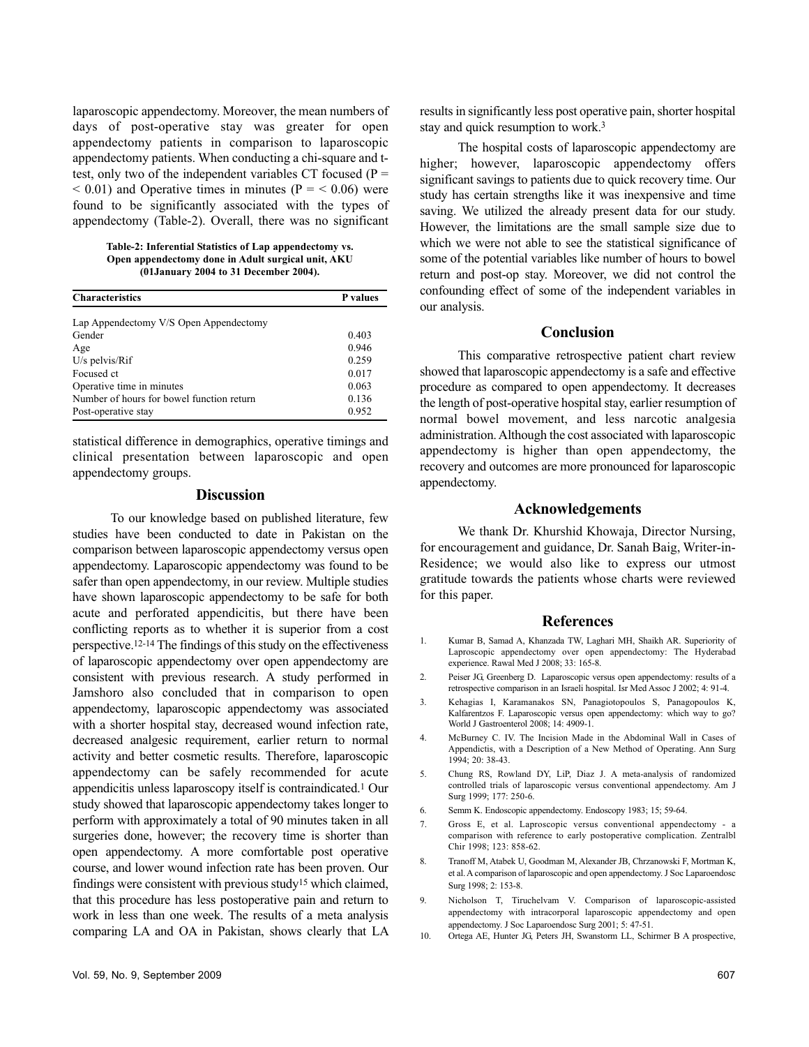laparoscopic appendectomy. Moreover, the mean numbers of days of post-operative stay was greater for open appendectomy patients in comparison to laparoscopic appendectomy patients. When conducting a chi-square and t-test, only two of the independent variables CT focused (P = < 0.01) and Operative times in minutes (P = < 0.06) were found to be significantly associated with the types of appendectomy (Table-2). Overall, there was no significant statistical difference in demographics, operative timings and clinical presentation between laparoscopic and open appendectomy groups.

**Table-2: Inferential Statistics of Lap appendectomy vs. Open appendectomy done in Adult surgical unit, AKU (01January 2004 to 31 December 2004).**

| Characteristics | P values |
|---|---|
| Lap Appendectomy V/S Open Appendectomy | |
| Gender | 0.403 |
| Age | 0.946 |
| U/s pelvis/Rif | 0.259 |
| Focused ct | 0.017 |
| Operative time in minutes | 0.063 |
| Number of hours for bowel function return | 0.136 |
| Post-operative stay | 0.952 |

## Discussion

To our knowledge based on published literature, few studies have been conducted to date in Pakistan on the comparison between laparoscopic appendectomy versus open appendectomy. Laparoscopic appendectomy was found to be safer than open appendectomy, in our review. Multiple studies have shown laparoscopic appendectomy to be safe for both acute and perforated appendicitis, but there have been conflicting reports as to whether it is superior from a cost perspective.[12-14] The findings of this study on the effectiveness of laparoscopic appendectomy over open appendectomy are consistent with previous research. A study performed in Jamshoro also concluded that in comparison to open appendectomy, laparoscopic appendectomy was associated with a shorter hospital stay, decreased wound infection rate, decreased analgesic requirement, earlier return to normal activity and better cosmetic results. Therefore, laparoscopic appendectomy can be safely recommended for acute appendicitis unless laparoscopy itself is contraindicated.[1] Our study showed that laparoscopic appendectomy takes longer to perform with approximately a total of 90 minutes taken in all surgeries done, however; the recovery time is shorter than open appendectomy. A more comfortable post operative course, and lower wound infection rate has been proven. Our findings were consistent with previous study[15] which claimed, that this procedure has less postoperative pain and return to work in less than one week. The results of a meta analysis comparing LA and OA in Pakistan, shows clearly that LA results in significantly less post operative pain, shorter hospital stay and quick resumption to work.[3]

The hospital costs of laparoscopic appendectomy are higher; however, laparoscopic appendectomy offers significant savings to patients due to quick recovery time. Our study has certain strengths like it was inexpensive and time saving. We utilized the already present data for our study. However, the limitations are the small sample size due to which we were not able to see the statistical significance of some of the potential variables like number of hours to bowel return and post-op stay. Moreover, we did not control the confounding effect of some of the independent variables in our analysis.

## Conclusion

This comparative retrospective patient chart review showed that laparoscopic appendectomy is a safe and effective procedure as compared to open appendectomy. It decreases the length of post-operative hospital stay, earlier resumption of normal bowel movement, and less narcotic analgesia administration. Although the cost associated with laparoscopic appendectomy is higher than open appendectomy, the recovery and outcomes are more pronounced for laparoscopic appendectomy.

## Acknowledgements

We thank Dr. Khurshid Khowaja, Director Nursing, for encouragement and guidance, Dr. Sanah Baig, Writer-in-Residence; we would also like to express our utmost gratitude towards the patients whose charts were reviewed for this paper.

## References

1. Kumar B, Samad A, Khanzada TW, Laghari MH, Shaikh AR. Superiority of Laproscopic appendectomy over open appendectomy: The Hyderabad experience. Rawal Med J 2008; 33: 165-8.
2. Peiser JG, Greenberg D. Laparoscopic versus open appendectomy: results of a retrospective comparison in an Israeli hospital. Isr Med Assoc J 2002; 4: 91-4.
3. Kehagias I, Karamanakos SN, Panagiotopoulos S, Panagopoulos K, Kalfarentzos F. Laparoscopic versus open appendectomy: which way to go? World J Gastroenterol 2008; 14: 4909-1.
4. McBurney C. IV. The Incision Made in the Abdominal Wall in Cases of Appendictis, with a Description of a New Method of Operating. Ann Surg 1994; 20: 38-43.
5. Chung RS, Rowland DY, LiP, Diaz J. A meta-analysis of randomized controlled trials of laparoscopic versus conventional appendectomy. Am J Surg 1999; 177: 250-6.
6. Semm K. Endoscopic appendectomy. Endoscopy 1983; 15; 59-64.
7. Gross E, et al. Laproscopic versus conventional appendectomy - a comparison with reference to early postoperative complication. Zentralbl Chir 1998; 123: 858-62.
8. Tranoff M, Atabek U, Goodman M, Alexander JB, Chrzanowski F, Mortman K, et al. A comparison of laparoscopic and open appendectomy. J Soc Laparoendosc Surg 1998; 2: 153-8.
9. Nicholson T, Tiruchelvam V. Comparison of laparoscopic-assisted appendectomy with intracorporal laparoscopic appendectomy and open appendectomy. J Soc Laparoendosc Surg 2001; 5: 47-51.
10. Ortega AE, Hunter JG, Peters JH, Swanstorm LL, Schirmer B A prospective,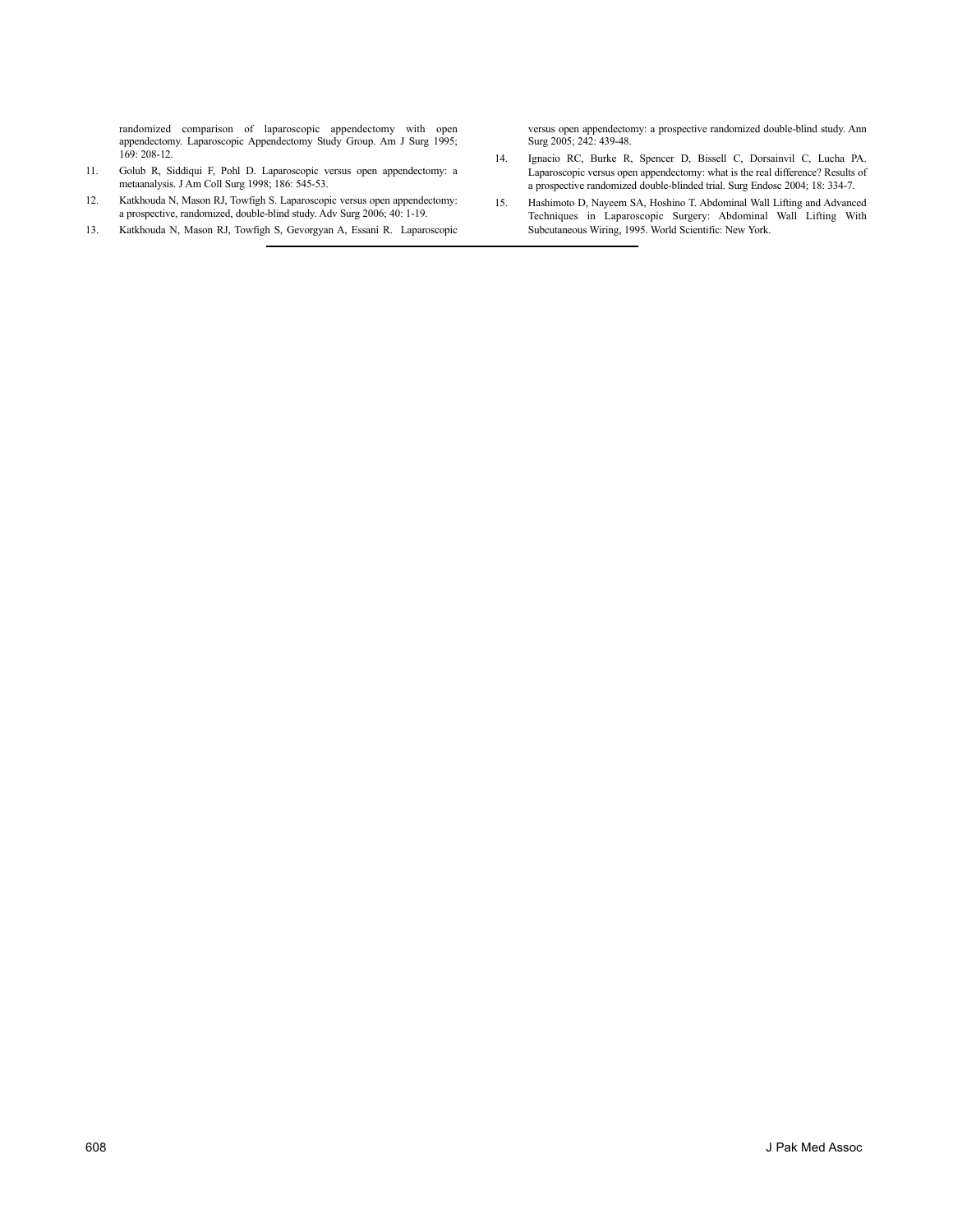randomized comparison of laparoscopic appendectomy with open appendectomy. Laparoscopic Appendectomy Study Group. Am J Surg 1995; 169: 208-12.

11. Golub R, Siddiqui F, Pohl D. Laparoscopic versus open appendectomy: a metaanalysis. J Am Coll Surg 1998; 186: 545-53.

12. Katkhouda N, Mason RJ, Towfigh S. Laparoscopic versus open appendectomy: a prospective, randomized, double-blind study. Adv Surg 2006; 40: 1-19.

13. Katkhouda N, Mason RJ, Towfigh S, Gevorgyan A, Essani R. Laparoscopic versus open appendectomy: a prospective randomized double-blind study. Ann Surg 2005; 242: 439-48.

14. Ignacio RC, Burke R, Spencer D, Bissell C, Dorsainvil C, Lucha PA. Laparoscopic versus open appendectomy: what is the real difference? Results of a prospective randomized double-blinded trial. Surg Endosc 2004; 18: 334-7.

15. Hashimoto D, Nayeem SA, Hoshino T. Abdominal Wall Lifting and Advanced Techniques in Laparoscopic Surgery: Abdominal Wall Lifting With Subcutaneous Wiring, 1995. World Scientific: New York.